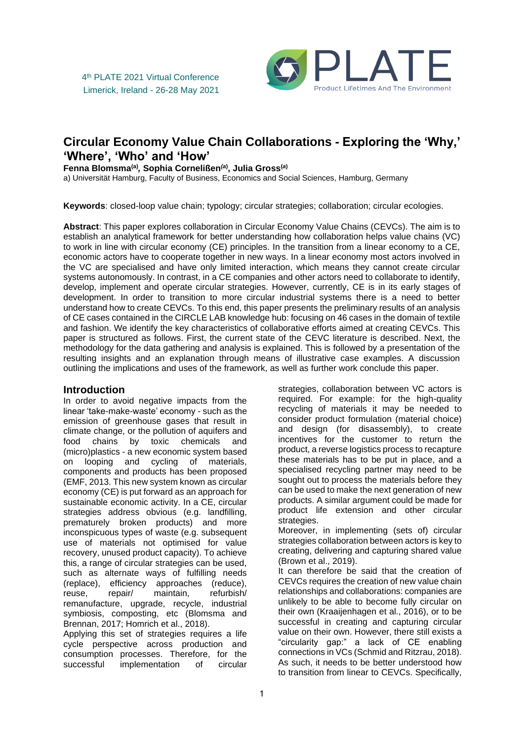4th PLATE 2021 Virtual Conference
Limerick, Ireland - 26-28 May 2021

# Circular Economy Value Chain Collaborations - Exploring the 'Why,' 'Where', 'Who' and 'How'

**Fenna Blomsma[(a)], Sophia Cornelißen[(a)], Julia Gross[(a)]**

a) Universität Hamburg, Faculty of Business, Economics and Social Sciences, Hamburg, Germany

**Keywords**: closed-loop value chain; typology; circular strategies; collaboration; circular ecologies.

**Abstract**: This paper explores collaboration in Circular Economy Value Chains (CEVCs). The aim is to establish an analytical framework for better understanding how collaboration helps value chains (VC) to work in line with circular economy (CE) principles. In the transition from a linear economy to a CE, economic actors have to cooperate together in new ways. In a linear economy most actors involved in the VC are specialised and have only limited interaction, which means they cannot create circular systems autonomously. In contrast, in a CE companies and other actors need to collaborate to identify, develop, implement and operate circular strategies. However, currently, CE is in its early stages of development. In order to transition to more circular industrial systems there is a need to better understand how to create CEVCs. To this end, this paper presents the preliminary results of an analysis of CE cases contained in the CIRCLE LAB knowledge hub: focusing on 46 cases in the domain of textile and fashion. We identify the key characteristics of collaborative efforts aimed at creating CEVCs. This paper is structured as follows. First, the current state of the CEVC literature is described. Next, the methodology for the data gathering and analysis is explained. This is followed by a presentation of the resulting insights and an explanation through means of illustrative case examples. A discussion outlining the implications and uses of the framework, as well as further work conclude this paper.

## Introduction

In order to avoid negative impacts from the linear 'take-make-waste' economy - such as the emission of greenhouse gases that result in climate change, or the pollution of aquifers and food chains by toxic chemicals and (micro)plastics - a new economic system based on looping and cycling of materials, components and products has been proposed (EMF, 2013. This new system known as circular economy (CE) is put forward as an approach for sustainable economic activity. In a CE, circular strategies address obvious (e.g. landfilling, prematurely broken products) and more inconspicuous types of waste (e.g. subsequent use of materials not optimised for value recovery, unused product capacity). To achieve this, a range of circular strategies can be used, such as alternate ways of fulfilling needs (replace), efficiency approaches (reduce), reuse, repair/ maintain, refurbish/ remanufacture, upgrade, recycle, industrial symbiosis, composting, etc (Blomsma and Brennan, 2017; Homrich et al., 2018).

Applying this set of strategies requires a life cycle perspective across production and consumption processes. Therefore, for the successful implementation of circular strategies, collaboration between VC actors is required. For example: for the high-quality recycling of materials it may be needed to consider product formulation (material choice) and design (for disassembly), to create incentives for the customer to return the product, a reverse logistics process to recapture these materials has to be put in place, and a specialised recycling partner may need to be sought out to process the materials before they can be used to make the next generation of new products. A similar argument could be made for product life extension and other circular strategies.

Moreover, in implementing (sets of) circular strategies collaboration between actors is key to creating, delivering and capturing shared value (Brown et al., 2019).

It can therefore be said that the creation of CEVCs requires the creation of new value chain relationships and collaborations: companies are unlikely to be able to become fully circular on their own (Kraaijenhagen et al., 2016), or to be successful in creating and capturing circular value on their own. However, there still exists a "circularity gap:" a lack of CE enabling connections in VCs (Schmid and Ritzrau, 2018). As such, it needs to be better understood how to transition from linear to CEVCs. Specifically,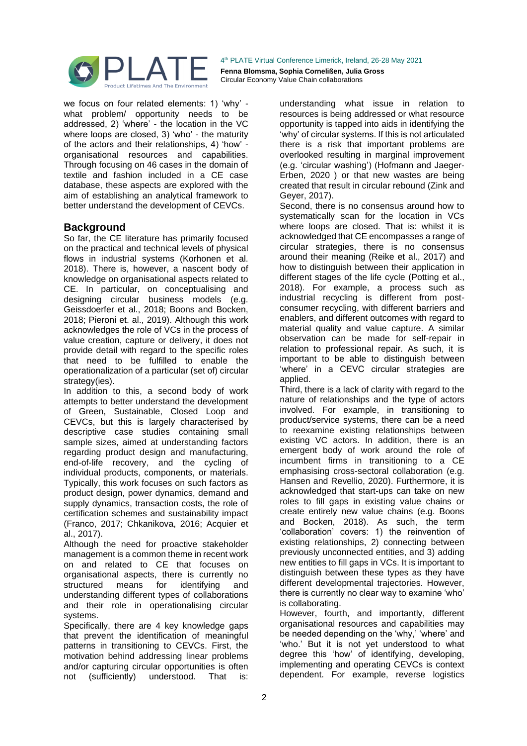we focus on four related elements: 1) 'why' - what problem/ opportunity needs to be addressed, 2) 'where' - the location in the VC where loops are closed, 3) 'who' - the maturity of the actors and their relationships, 4) 'how' - organisational resources and capabilities. Through focusing on 46 cases in the domain of textile and fashion included in a CE case database, these aspects are explored with the aim of establishing an analytical framework to better understand the development of CEVCs.

## Background

So far, the CE literature has primarily focused on the practical and technical levels of physical flows in industrial systems (Korhonen et al. 2018). There is, however, a nascent body of knowledge on organisational aspects related to CE. In particular, on conceptualising and designing circular business models (e.g. Geissdoerfer et al., 2018; Boons and Bocken, 2018; Pieroni et. al., 2019). Although this work acknowledges the role of VCs in the process of value creation, capture or delivery, it does not provide detail with regard to the specific roles that need to be fulfilled to enable the operationalization of a particular (set of) circular strategy(ies).

In addition to this, a second body of work attempts to better understand the development of Green, Sustainable, Closed Loop and CEVCs, but this is largely characterised by descriptive case studies containing small sample sizes, aimed at understanding factors regarding product design and manufacturing, end-of-life recovery, and the cycling of individual products, components, or materials. Typically, this work focuses on such factors as product design, power dynamics, demand and supply dynamics, transaction costs, the role of certification schemes and sustainability impact (Franco, 2017; Chkanikova, 2016; Acquier et al., 2017).

Although the need for proactive stakeholder management is a common theme in recent work on and related to CE that focuses on organisational aspects, there is currently no structured means for identifying and understanding different types of collaborations and their role in operationalising circular systems.

Specifically, there are 4 key knowledge gaps that prevent the identification of meaningful patterns in transitioning to CEVCs. First, the motivation behind addressing linear problems and/or capturing circular opportunities is often not (sufficiently) understood. That is: understanding what issue in relation to resources is being addressed or what resource opportunity is tapped into aids in identifying the 'why' of circular systems. If this is not articulated there is a risk that important problems are overlooked resulting in marginal improvement (e.g. 'circular washing') (Hofmann and Jaeger-Erben, 2020 ) or that new wastes are being created that result in circular rebound (Zink and Geyer, 2017).

Second, there is no consensus around how to systematically scan for the location in VCs where loops are closed. That is: whilst it is acknowledged that CE encompasses a range of circular strategies, there is no consensus around their meaning (Reike et al., 2017) and how to distinguish between their application in different stages of the life cycle (Potting et al., 2018). For example, a process such as industrial recycling is different from post-consumer recycling, with different barriers and enablers, and different outcomes with regard to material quality and value capture. A similar observation can be made for self-repair in relation to professional repair. As such, it is important to be able to distinguish between 'where' in a CEVC circular strategies are applied.

Third, there is a lack of clarity with regard to the nature of relationships and the type of actors involved. For example, in transitioning to product/service systems, there can be a need to reexamine existing relationships between existing VC actors. In addition, there is an emergent body of work around the role of incumbent firms in transitioning to a CE emphasising cross-sectoral collaboration (e.g. Hansen and Revellio, 2020). Furthermore, it is acknowledged that start-ups can take on new roles to fill gaps in existing value chains or create entirely new value chains (e.g. Boons and Bocken, 2018). As such, the term 'collaboration' covers: 1) the reinvention of existing relationships, 2) connecting between previously unconnected entities, and 3) adding new entities to fill gaps in VCs. It is important to distinguish between these types as they have different developmental trajectories. However, there is currently no clear way to examine 'who' is collaborating.

However, fourth, and importantly, different organisational resources and capabilities may be needed depending on the 'why,' 'where' and 'who.' But it is not yet understood to what degree this 'how' of identifying, developing, implementing and operating CEVCs is context dependent. For example, reverse logistics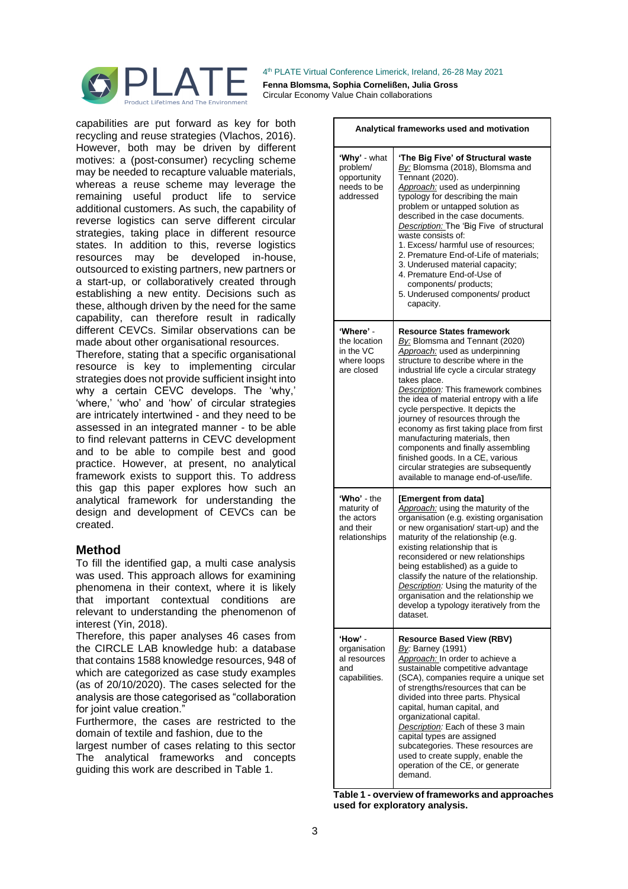capabilities are put forward as key for both recycling and reuse strategies (Vlachos, 2016). However, both may be driven by different motives: a (post-consumer) recycling scheme may be needed to recapture valuable materials, whereas a reuse scheme may leverage the remaining useful product life to service additional customers. As such, the capability of reverse logistics can serve different circular strategies, taking place in different resource states. In addition to this, reverse logistics resources may be developed in-house, outsourced to existing partners, new partners or a start-up, or collaboratively created through establishing a new entity. Decisions such as these, although driven by the need for the same capability, can therefore result in radically different CEVCs. Similar observations can be made about other organisational resources.

Therefore, stating that a specific organisational resource is key to implementing circular strategies does not provide sufficient insight into why a certain CEVC develops. The 'why,' 'where,' 'who' and 'how' of circular strategies are intricately intertwined - and they need to be assessed in an integrated manner - to be able to find relevant patterns in CEVC development and to be able to compile best and good practice. However, at present, no analytical framework exists to support this. To address this gap this paper explores how such an analytical framework for understanding the design and development of CEVCs can be created.

## Method

To fill the identified gap, a multi case analysis was used. This approach allows for examining phenomena in their context, where it is likely that important contextual conditions are relevant to understanding the phenomenon of interest (Yin, 2018).

Therefore, this paper analyses 46 cases from the CIRCLE LAB knowledge hub: a database that contains 1588 knowledge resources, 948 of which are categorized as case study examples (as of 20/10/2020). The cases selected for the analysis are those categorised as "collaboration for joint value creation."

Furthermore, the cases are restricted to the domain of textile and fashion, due to the largest number of cases relating to this sector

The analytical frameworks and concepts guiding this work are described in Table 1.

| Analytical frameworks used and motivation | |
|---|---|
| **'Why'** - what problem/ opportunity needs to be addressed | **'The Big Five' of Structural waste**<br>*By:* Blomsma (2018), Blomsma and Tennant (2020).<br>*Approach:* used as underpinning typology for describing the main problem or untapped solution as described in the case documents.<br>*Description:* The 'Big Five of structural waste consists of:<br>1. Excess/ harmful use of resources;<br>2. Premature End-of-Life of materials;<br>3. Underused material capacity;<br>4. Premature End-of-Use of components/ products;<br>5. Underused components/ product capacity. |
| **'Where'** - the location in the VC where loops are closed | **Resource States framework**<br>*By:* Blomsma and Tennant (2020)<br>*Approach:* used as underpinning structure to describe where in the industrial life cycle a circular strategy takes place.<br>*Description:* This framework combines the idea of material entropy with a life cycle perspective. It depicts the journey of resources through the economy as first taking place from first manufacturing materials, then components and finally assembling finished goods. In a CE, various circular strategies are subsequently available to manage end-of-use/life. |
| **'Who'** - the maturity of the actors and their relationships | **[Emergent from data]**<br>*Approach:* using the maturity of the organisation (e.g. existing organisation or new organisation/ start-up) and the maturity of the relationship (e.g. existing relationship that is reconsidered or new relationships being established) as a guide to classify the nature of the relationship.<br>*Description:* Using the maturity of the organisation and the relationship we develop a typology iteratively from the dataset. |
| **'How'** - organisational resources and capabilities. | **Resource Based View (RBV)**<br>*By:* Barney (1991)<br>*Approach:* In order to achieve a sustainable competitive advantage (SCA), companies require a unique set of strengths/resources that can be divided into three parts. Physical capital, human capital, and organizational capital.<br>*Description:* Each of these 3 main capital types are assigned subcategories. These resources are used to create supply, enable the operation of the CE, or generate demand. |

**Table 1 - overview of frameworks and approaches used for exploratory analysis.**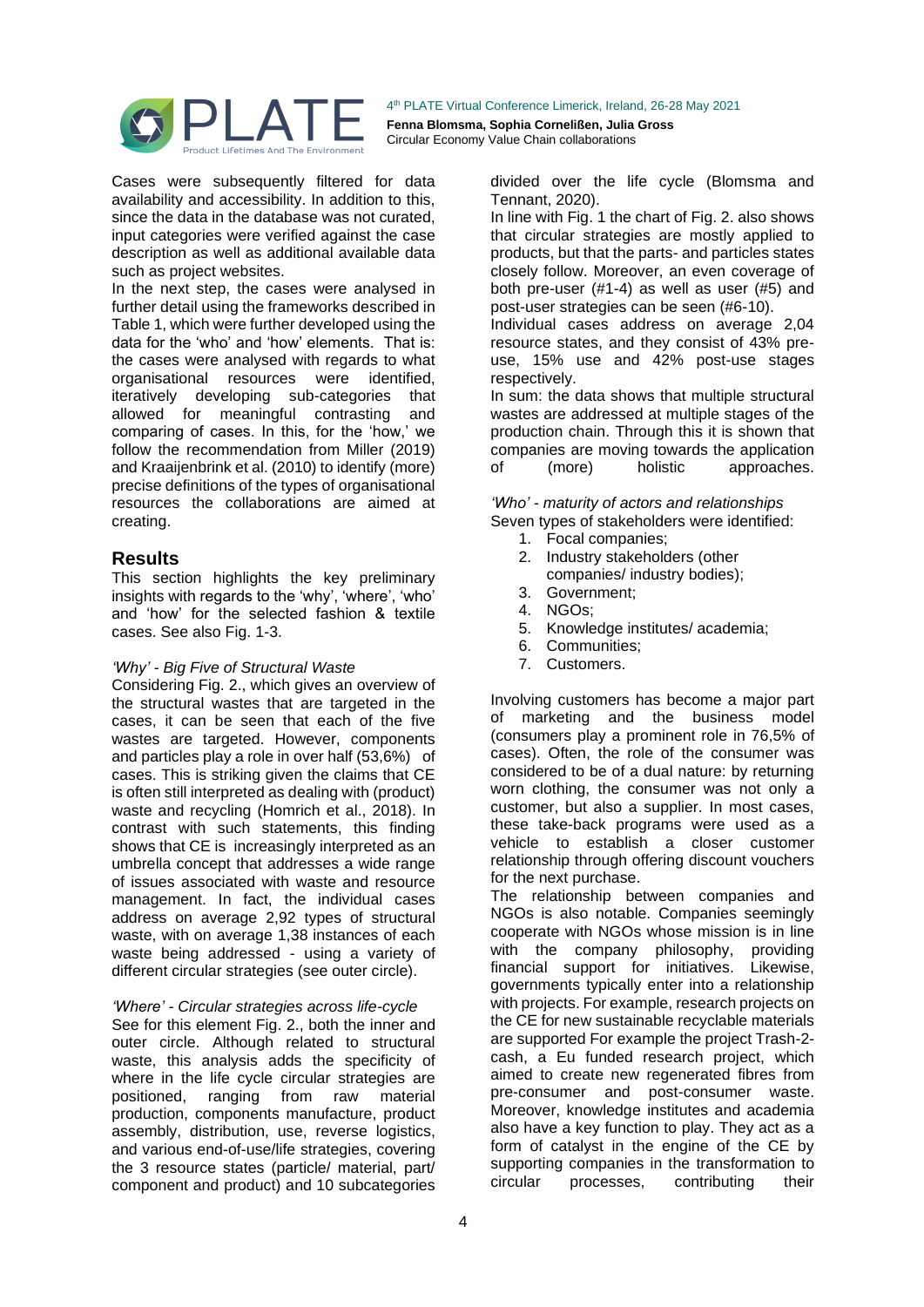Cases were subsequently filtered for data availability and accessibility. In addition to this, since the data in the database was not curated, input categories were verified against the case description as well as additional available data such as project websites.

In the next step, the cases were analysed in further detail using the frameworks described in Table 1, which were further developed using the data for the 'who' and 'how' elements. That is: the cases were analysed with regards to what organisational resources were identified, iteratively developing sub-categories that allowed for meaningful contrasting and comparing of cases. In this, for the 'how,' we follow the recommendation from Miller (2019) and Kraaijenbrink et al. (2010) to identify (more) precise definitions of the types of organisational resources the collaborations are aimed at creating.

## Results

This section highlights the key preliminary insights with regards to the 'why', 'where', 'who' and 'how' for the selected fashion & textile cases. See also Fig. 1-3.

*'Why' - Big Five of Structural Waste*

Considering Fig. 2., which gives an overview of the structural wastes that are targeted in the cases, it can be seen that each of the five wastes are targeted. However, components and particles play a role in over half (53,6%) of cases. This is striking given the claims that CE is often still interpreted as dealing with (product) waste and recycling (Homrich et al., 2018). In contrast with such statements, this finding shows that CE is increasingly interpreted as an umbrella concept that addresses a wide range of issues associated with waste and resource management. In fact, the individual cases address on average 2,92 types of structural waste, with on average 1,38 instances of each waste being addressed - using a variety of different circular strategies (see outer circle).

*'Where' - Circular strategies across life-cycle*

See for this element Fig. 2., both the inner and outer circle. Although related to structural waste, this analysis adds the specificity of where in the life cycle circular strategies are positioned, ranging from raw material production, components manufacture, product assembly, distribution, use, reverse logistics, and various end-of-use/life strategies, covering the 3 resource states (particle/ material, part/ component and product) and 10 subcategories divided over the life cycle (Blomsma and Tennant, 2020).

In line with Fig. 1 the chart of Fig. 2. also shows that circular strategies are mostly applied to products, but that the parts- and particles states closely follow. Moreover, an even coverage of both pre-user (#1-4) as well as user (#5) and post-user strategies can be seen (#6-10).

Individual cases address on average 2,04 resource states, and they consist of 43% pre-use, 15% use and 42% post-use stages respectively.

In sum: the data shows that multiple structural wastes are addressed at multiple stages of the production chain. Through this it is shown that companies are moving towards the application of (more) holistic approaches.

*'Who' - maturity of actors and relationships*

Seven types of stakeholders were identified:

1. Focal companies;
2. Industry stakeholders (other companies/ industry bodies);
3. Government;
4. NGOs;
5. Knowledge institutes/ academia;
6. Communities;
7. Customers.

Involving customers has become a major part of marketing and the business model (consumers play a prominent role in 76,5% of cases). Often, the role of the consumer was considered to be of a dual nature: by returning worn clothing, the consumer was not only a customer, but also a supplier. In most cases, these take-back programs were used as a vehicle to establish a closer customer relationship through offering discount vouchers for the next purchase.

The relationship between companies and NGOs is also notable. Companies seemingly cooperate with NGOs whose mission is in line with the company philosophy, providing financial support for initiatives. Likewise, governments typically enter into a relationship with projects. For example, research projects on the CE for new sustainable recyclable materials are supported For example the project Trash-2-cash, a Eu funded research project, which aimed to create new regenerated fibres from pre-consumer and post-consumer waste. Moreover, knowledge institutes and academia also have a key function to play. They act as a form of catalyst in the engine of the CE by supporting companies in the transformation to circular processes, contributing their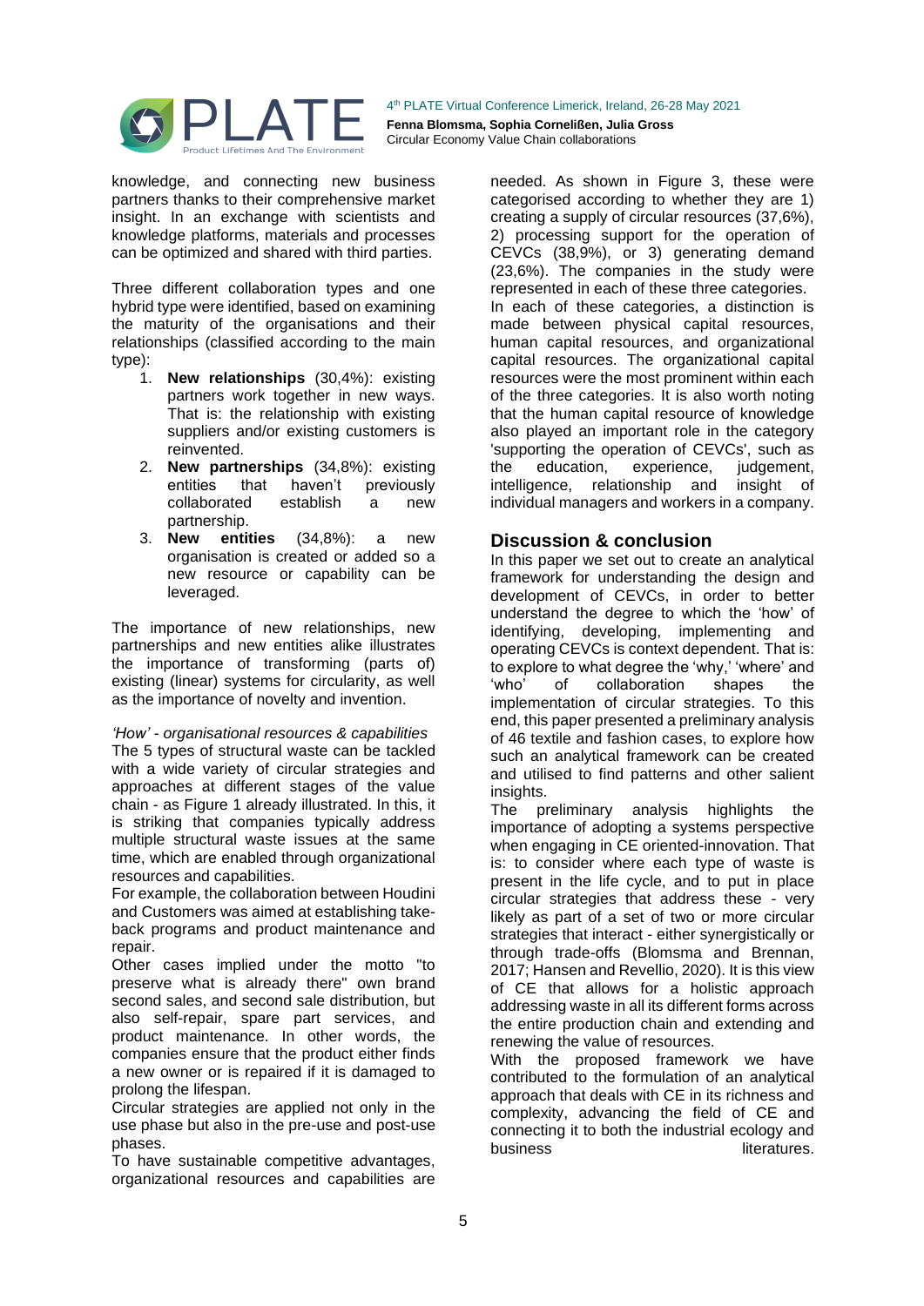knowledge, and connecting new business partners thanks to their comprehensive market insight. In an exchange with scientists and knowledge platforms, materials and processes can be optimized and shared with third parties.

Three different collaboration types and one hybrid type were identified, based on examining the maturity of the organisations and their relationships (classified according to the main type):

1. **New relationships** (30,4%): existing partners work together in new ways. That is: the relationship with existing suppliers and/or existing customers is reinvented.
2. **New partnerships** (34,8%): existing entities that haven't previously collaborated establish a new partnership.
3. **New entities** (34,8%): a new organisation is created or added so a new resource or capability can be leveraged.

The importance of new relationships, new partnerships and new entities alike illustrates the importance of transforming (parts of) existing (linear) systems for circularity, as well as the importance of novelty and invention.

*'How' - organisational resources & capabilities*

The 5 types of structural waste can be tackled with a wide variety of circular strategies and approaches at different stages of the value chain - as Figure 1 already illustrated. In this, it is striking that companies typically address multiple structural waste issues at the same time, which are enabled through organizational resources and capabilities.

For example, the collaboration between Houdini and Customers was aimed at establishing take-back programs and product maintenance and repair.

Other cases implied under the motto "to preserve what is already there" own brand second sales, and second sale distribution, but also self-repair, spare part services, and product maintenance. In other words, the companies ensure that the product either finds a new owner or is repaired if it is damaged to prolong the lifespan.

Circular strategies are applied not only in the use phase but also in the pre-use and post-use phases.

To have sustainable competitive advantages, organizational resources and capabilities are needed. As shown in Figure 3, these were categorised according to whether they are 1) creating a supply of circular resources (37,6%), 2) processing support for the operation of CEVCs (38,9%), or 3) generating demand (23,6%). The companies in the study were represented in each of these three categories.

In each of these categories, a distinction is made between physical capital resources, human capital resources, and organizational capital resources. The organizational capital resources were the most prominent within each of the three categories. It is also worth noting that the human capital resource of knowledge also played an important role in the category 'supporting the operation of CEVCs', such as the education, experience, judgement, intelligence, relationship and insight of individual managers and workers in a company.

## Discussion & conclusion

In this paper we set out to create an analytical framework for understanding the design and development of CEVCs, in order to better understand the degree to which the 'how' of identifying, developing, implementing and operating CEVCs is context dependent. That is: to explore to what degree the 'why,' 'where' and 'who' of collaboration shapes the implementation of circular strategies. To this end, this paper presented a preliminary analysis of 46 textile and fashion cases, to explore how such an analytical framework can be created and utilised to find patterns and other salient insights.

The preliminary analysis highlights the importance of adopting a systems perspective when engaging in CE oriented-innovation. That is: to consider where each type of waste is present in the life cycle, and to put in place circular strategies that address these - very likely as part of a set of two or more circular strategies that interact - either synergistically or through trade-offs (Blomsma and Brennan, 2017; Hansen and Revellio, 2020). It is this view of CE that allows for a holistic approach addressing waste in all its different forms across the entire production chain and extending and renewing the value of resources.

With the proposed framework we have contributed to the formulation of an analytical approach that deals with CE in its richness and complexity, advancing the field of CE and connecting it to both the industrial ecology and business literatures.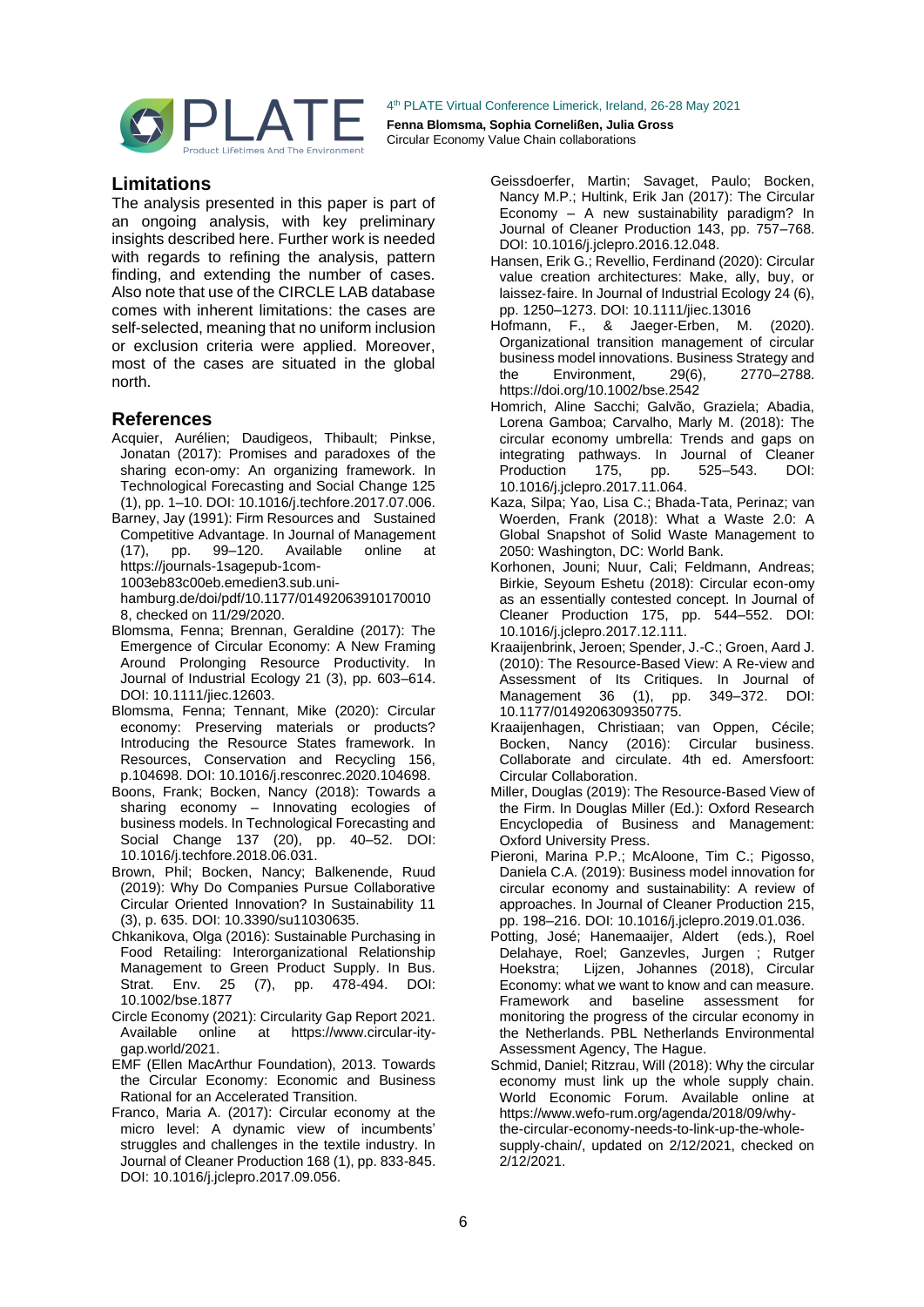## Limitations

The analysis presented in this paper is part of an ongoing analysis, with key preliminary insights described here. Further work is needed with regards to refining the analysis, pattern finding, and extending the number of cases. Also note that use of the CIRCLE LAB database comes with inherent limitations: the cases are self-selected, meaning that no uniform inclusion or exclusion criteria were applied. Moreover, most of the cases are situated in the global north.

## References

Acquier, Aurélien; Daudigeos, Thibault; Pinkse, Jonatan (2017): Promises and paradoxes of the sharing econ-omy: An organizing framework. In Technological Forecasting and Social Change 125 (1), pp. 1–10. DOI: 10.1016/j.techfore.2017.07.006.

Barney, Jay (1991): Firm Resources and Sustained Competitive Advantage. In Journal of Management (17), pp. 99–120. Available online at https://journals-1sagepub-1com-1003eb83c00eb.emedien3.sub.uni-hamburg.de/doi/pdf/10.1177/014920639101700108, checked on 11/29/2020.

Blomsma, Fenna; Brennan, Geraldine (2017): The Emergence of Circular Economy: A New Framing Around Prolonging Resource Productivity. In Journal of Industrial Ecology 21 (3), pp. 603–614. DOI: 10.1111/jiec.12603.

Blomsma, Fenna; Tennant, Mike (2020): Circular economy: Preserving materials or products? Introducing the Resource States framework. In Resources, Conservation and Recycling 156, p.104698. DOI: 10.1016/j.resconrec.2020.104698.

Boons, Frank; Bocken, Nancy (2018): Towards a sharing economy – Innovating ecologies of business models. In Technological Forecasting and Social Change 137 (20), pp. 40–52. DOI: 10.1016/j.techfore.2018.06.031.

Brown, Phil; Bocken, Nancy; Balkenende, Ruud (2019): Why Do Companies Pursue Collaborative Circular Oriented Innovation? In Sustainability 11 (3), p. 635. DOI: 10.3390/su11030635.

Chkanikova, Olga (2016): Sustainable Purchasing in Food Retailing: Interorganizational Relationship Management to Green Product Supply. In Bus. Strat. Env. 25 (7), pp. 478-494. DOI: 10.1002/bse.1877

Circle Economy (2021): Circularity Gap Report 2021. Available online at https://www.circular-ity-gap.world/2021.

EMF (Ellen MacArthur Foundation), 2013. Towards the Circular Economy: Economic and Business Rational for an Accelerated Transition.

Franco, Maria A. (2017): Circular economy at the micro level: A dynamic view of incumbents' struggles and challenges in the textile industry. In Journal of Cleaner Production 168 (1), pp. 833-845. DOI: 10.1016/j.jclepro.2017.09.056.

Geissdoerfer, Martin; Savaget, Paulo; Bocken, Nancy M.P.; Hultink, Erik Jan (2017): The Circular Economy – A new sustainability paradigm? In Journal of Cleaner Production 143, pp. 757–768. DOI: 10.1016/j.jclepro.2016.12.048.

Hansen, Erik G.; Revellio, Ferdinand (2020): Circular value creation architectures: Make, ally, buy, or laissez-faire. In Journal of Industrial Ecology 24 (6), pp. 1250–1273. DOI: 10.1111/jiec.13016

Hofmann, F., & Jaeger-Erben, M. (2020). Organizational transition management of circular business model innovations. Business Strategy and the Environment, 29(6), 2770–2788. https://doi.org/10.1002/bse.2542

Homrich, Aline Sacchi; Galvão, Graziela; Abadia, Lorena Gamboa; Carvalho, Marly M. (2018): The circular economy umbrella: Trends and gaps on integrating pathways. In Journal of Cleaner Production 175, pp. 525–543. DOI: 10.1016/j.jclepro.2017.11.064.

Kaza, Silpa; Yao, Lisa C.; Bhada-Tata, Perinaz; van Woerden, Frank (2018): What a Waste 2.0: A Global Snapshot of Solid Waste Management to 2050: Washington, DC: World Bank.

Korhonen, Jouni; Nuur, Cali; Feldmann, Andreas; Birkie, Seyoum Eshetu (2018): Circular econ-omy as an essentially contested concept. In Journal of Cleaner Production 175, pp. 544–552. DOI: 10.1016/j.jclepro.2017.12.111.

Kraaijenbrink, Jeroen; Spender, J.-C.; Groen, Aard J. (2010): The Resource-Based View: A Re-view and Assessment of Its Critiques. In Journal of Management 36 (1), pp. 349–372. DOI: 10.1177/0149206309350775.

Kraaijenhagen, Christiaan; van Oppen, Cécile; Bocken, Nancy (2016): Circular business. Collaborate and circulate. 4th ed. Amersfoort: Circular Collaboration.

Miller, Douglas (2019): The Resource-Based View of the Firm. In Douglas Miller (Ed.): Oxford Research Encyclopedia of Business and Management: Oxford University Press.

Pieroni, Marina P.P.; McAloone, Tim C.; Pigosso, Daniela C.A. (2019): Business model innovation for circular economy and sustainability: A review of approaches. In Journal of Cleaner Production 215, pp. 198–216. DOI: 10.1016/j.jclepro.2019.01.036.

Potting, José; Hanemaaijer, Aldert (eds.), Roel Delahaye, Roel; Ganzevles, Jurgen ; Rutger Hoekstra; Lijzen, Johannes (2018), Circular Economy: what we want to know and can measure. Framework and baseline assessment for monitoring the progress of the circular economy in the Netherlands. PBL Netherlands Environmental Assessment Agency, The Hague.

Schmid, Daniel; Ritzrau, Will (2018): Why the circular economy must link up the whole supply chain. World Economic Forum. Available online at https://www.wefo-rum.org/agenda/2018/09/why-the-circular-economy-needs-to-link-up-the-whole-supply-chain/, updated on 2/12/2021, checked on 2/12/2021.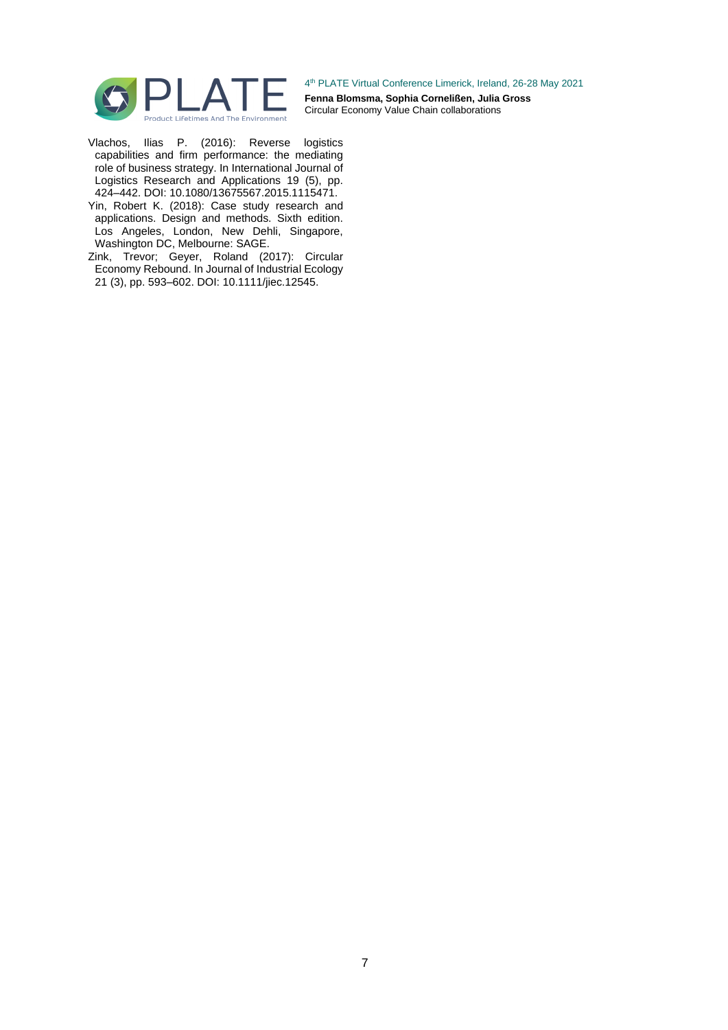Vlachos, Ilias P. (2016): Reverse logistics capabilities and firm performance: the mediating role of business strategy. In International Journal of Logistics Research and Applications 19 (5), pp. 424–442. DOI: 10.1080/13675567.2015.1115471.

Yin, Robert K. (2018): Case study research and applications. Design and methods. Sixth edition. Los Angeles, London, New Dehli, Singapore, Washington DC, Melbourne: SAGE.

Zink, Trevor; Geyer, Roland (2017): Circular Economy Rebound. In Journal of Industrial Ecology 21 (3), pp. 593–602. DOI: 10.1111/jiec.12545.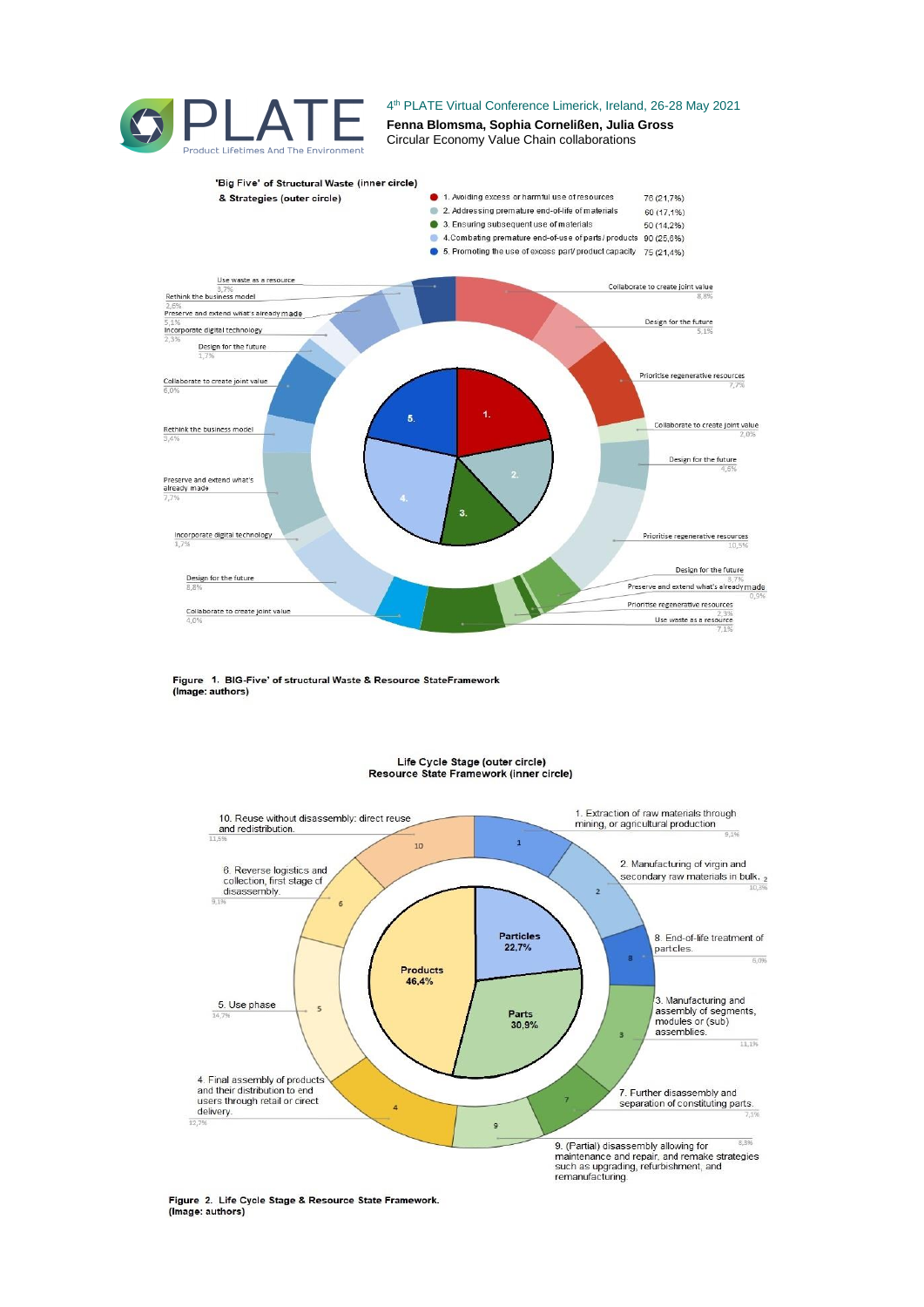'Big Five' of Structural Waste (inner circle)
& Strategies (outer circle)

- 1. Avoiding excess or harmful use of resources 76 (21,7%)
- 2. Addressing premature end-of-life of materials 60 (17,1%)
- 3. Ensuring subsequent use of materials 50 (14,2%)
- 4. Combating premature end-of-use of parts/products 90 (25,6%)
- 5. Promoting the use of excess part/product capacity 75 (21,4%)

Use waste as a resource 3,7%
Rethink the business model 2,6%
Preserve and extend what's already made 5,1%
Incorporate digital technology 2,3%
Design for the future 1,7%
Collaborate to create joint value 6,0%
Rethink the business model 5,4%
Preserve and extend what's already made 7,7%
Incorporate digital technology 1,7%
Design for the future 8,8%
Collaborate to create joint value 4,0%
Collaborate to create joint value 8,8%
Design for the future 5,1%
Prioritise regenerative resources 7,7%
Collaborate to create joint value 2,0%
Design for the future 4,5%
Prioritise regenerative resources 10,5%
Design for the future 3,7%
Preserve and extend what's already made 0,9%
Prioritise regenerative resources 2,3%
Use waste as a resource 7,1%

**Figure 1. BIG-Five' of structural Waste & Resource StateFramework (Image: authors)**

Life Cycle Stage (outer circle)
Resource State Framework (inner circle)

Particles 22,7%
Parts 30,9%
Products 46,4%

1. Extraction of raw materials through mining, or agricultural production 9,1%
2. Manufacturing of virgin and secondary raw materials in bulk. 10,3%
8. End-of-life treatment of particles. 6,0%
3. Manufacturing and assembly of segments, modules or (sub) assemblies. 11,1%
7. Further disassembly and separation of constituting parts. 7,1%
9. (Partial) disassembly allowing for maintenance and repair, and remake strategies such as upgrading, refurbishment, and remanufacturing 8,3%
4. Final assembly of products and their distribution to end users through retail or direct delivery. 12,7%
5. Use phase 14,7%
6. Reverse logistics and collection, first stage of disassembly. 9,1%
10. Reuse without disassembly: direct reuse and redistribution. 11,5%

**Figure 2. Life Cycle Stage & Resource State Framework. (Image: authors)**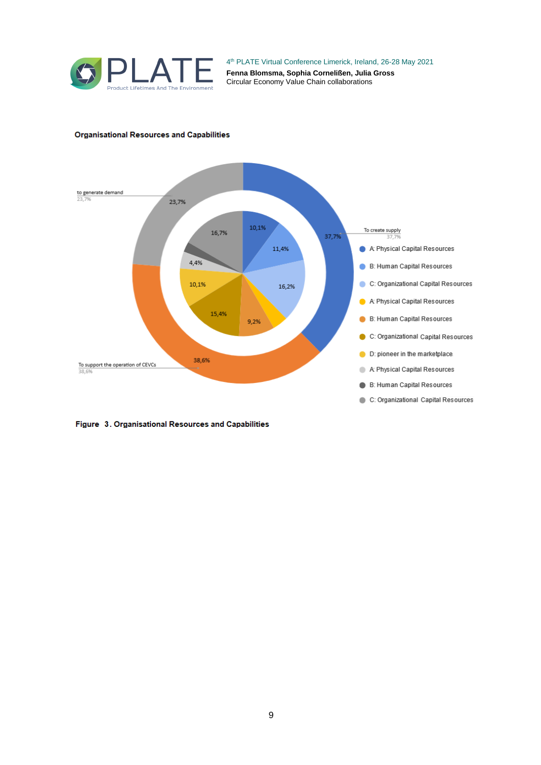**Organisational Resources and Capabilities**

to generate demand
23,7%

23,7%

To create supply
37,7%

37,7%

To support the operation of CEVCs
38,6%

38,6%

10,1%

11,4%

16,2%

9,2%

15,4%

10,1%

4,4%

16,7%

A Physical Capital Resources

B: Human Capital Resources

C: Organizational Capital Resources

A Physical Capital Resources

B: Human Capital Resources

C: Organizational Capital Resources

D: pioneer in the marketplace

A Physical Capital Resources

B: Human Capital Resources

C: Organizational Capital Resources

**Figure 3. Organisational Resources and Capabilities**